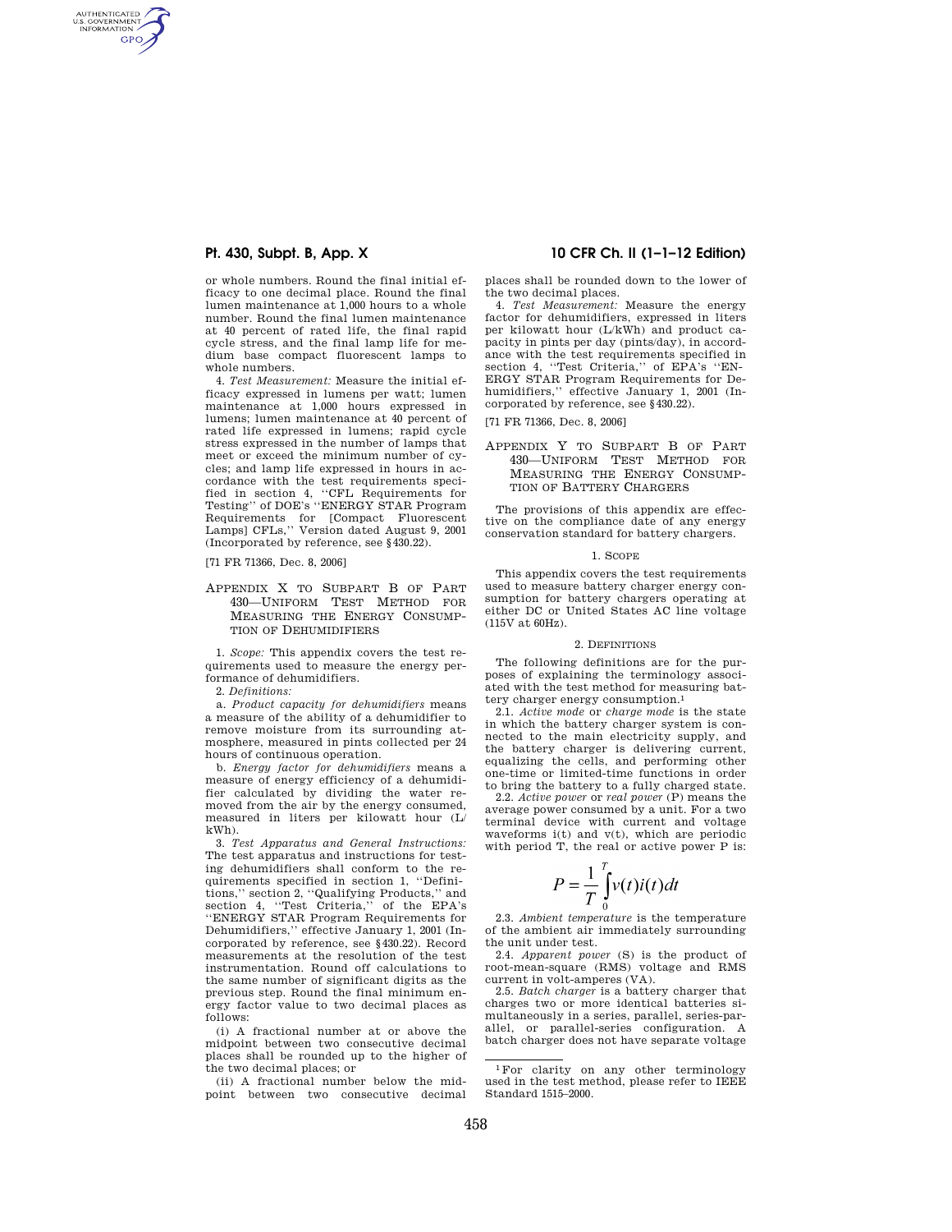or whole numbers. Round the final initial efficacy to one decimal place. Round the final lumen maintenance at 1,000 hours to a whole number. Round the final lumen maintenance at 40 percent of rated life, the final rapid cycle stress, and the final lamp life for medium base compact fluorescent lamps to whole numbers.

4. *Test Measurement:* Measure the initial efficacy expressed in lumens per watt; lumen maintenance at 1,000 hours expressed in lumens; lumen maintenance at 40 percent of rated life expressed in lumens; rapid cycle stress expressed in the number of lamps that meet or exceed the minimum number of cycles; and lamp life expressed in hours in accordance with the test requirements specified in section 4, "CFL Requirements for Testing" of DOE's "ENERGY STAR Program Requirements for [Compact Fluorescent Lamps] CFLs," Version dated August 9, 2001 (Incorporated by reference, see §430.22).

[71 FR 71366, Dec. 8, 2006]

## Appendix X to Subpart B of Part 430—Uniform Test Method for Measuring the Energy Consumption of Dehumidifiers

1. *Scope:* This appendix covers the test requirements used to measure the energy performance of dehumidifiers.

2. *Definitions:*

a. *Product capacity for dehumidifiers* means a measure of the ability of a dehumidifier to remove moisture from its surrounding atmosphere, measured in pints collected per 24 hours of continuous operation.

b. *Energy factor for dehumidifiers* means a measure of energy efficiency of a dehumidifier calculated by dividing the water removed from the air by the energy consumed, measured in liters per kilowatt hour (L/kWh).

3. *Test Apparatus and General Instructions:* The test apparatus and instructions for testing dehumidifiers shall conform to the requirements specified in section 1, "Definitions," section 2, "Qualifying Products," and section 4, "Test Criteria," of the EPA's "ENERGY STAR Program Requirements for Dehumidifiers," effective January 1, 2001 (Incorporated by reference, see §430.22). Record measurements at the resolution of the test instrumentation. Round off calculations to the same number of significant digits as the previous step. Round the final minimum energy factor value to two decimal places as follows:

(i) A fractional number at or above the midpoint between two consecutive decimal places shall be rounded up to the higher of the two decimal places; or

(ii) A fractional number below the midpoint between two consecutive decimal places shall be rounded down to the lower of the two decimal places.

4. *Test Measurement:* Measure the energy factor for dehumidifiers, expressed in liters per kilowatt hour (L/kWh) and product capacity in pints per day (pints/day), in accordance with the test requirements specified in section 4, "Test Criteria," of EPA's "ENERGY STAR Program Requirements for Dehumidifiers," effective January 1, 2001 (Incorporated by reference, see §430.22).

[71 FR 71366, Dec. 8, 2006]

## Appendix Y to Subpart B of Part 430—Uniform Test Method for Measuring the Energy Consumption of Battery Chargers

The provisions of this appendix are effective on the compliance date of any energy conservation standard for battery chargers.

### 1. Scope

This appendix covers the test requirements used to measure battery charger energy consumption for battery chargers operating at either DC or United States AC line voltage (115V at 60Hz).

### 2. Definitions

The following definitions are for the purposes of explaining the terminology associated with the test method for measuring battery charger energy consumption.[1]

2.1. *Active mode* or *charge mode* is the state in which the battery charger system is connected to the main electricity supply, and the battery charger is delivering current, equalizing the cells, and performing other one-time or limited-time functions in order to bring the battery to a fully charged state.

2.2. *Active power* or *real power* (P) means the average power consumed by a unit. For a two terminal device with current and voltage waveforms i(t) and v(t), which are periodic with period T, the real or active power P is:

$$P = \frac{1}{T}\int_{0}^{T} v(t)i(t)dt$$

2.3. *Ambient temperature* is the temperature of the ambient air immediately surrounding the unit under test.

2.4. *Apparent power* (S) is the product of root-mean-square (RMS) voltage and RMS current in volt-amperes (VA).

2.5. *Batch charger* is a battery charger that charges two or more identical batteries simultaneously in a series, parallel, series-parallel, or parallel-series configuration. A batch charger does not have separate voltage

[1] For clarity on any other terminology used in the test method, please refer to IEEE Standard 1515–2000.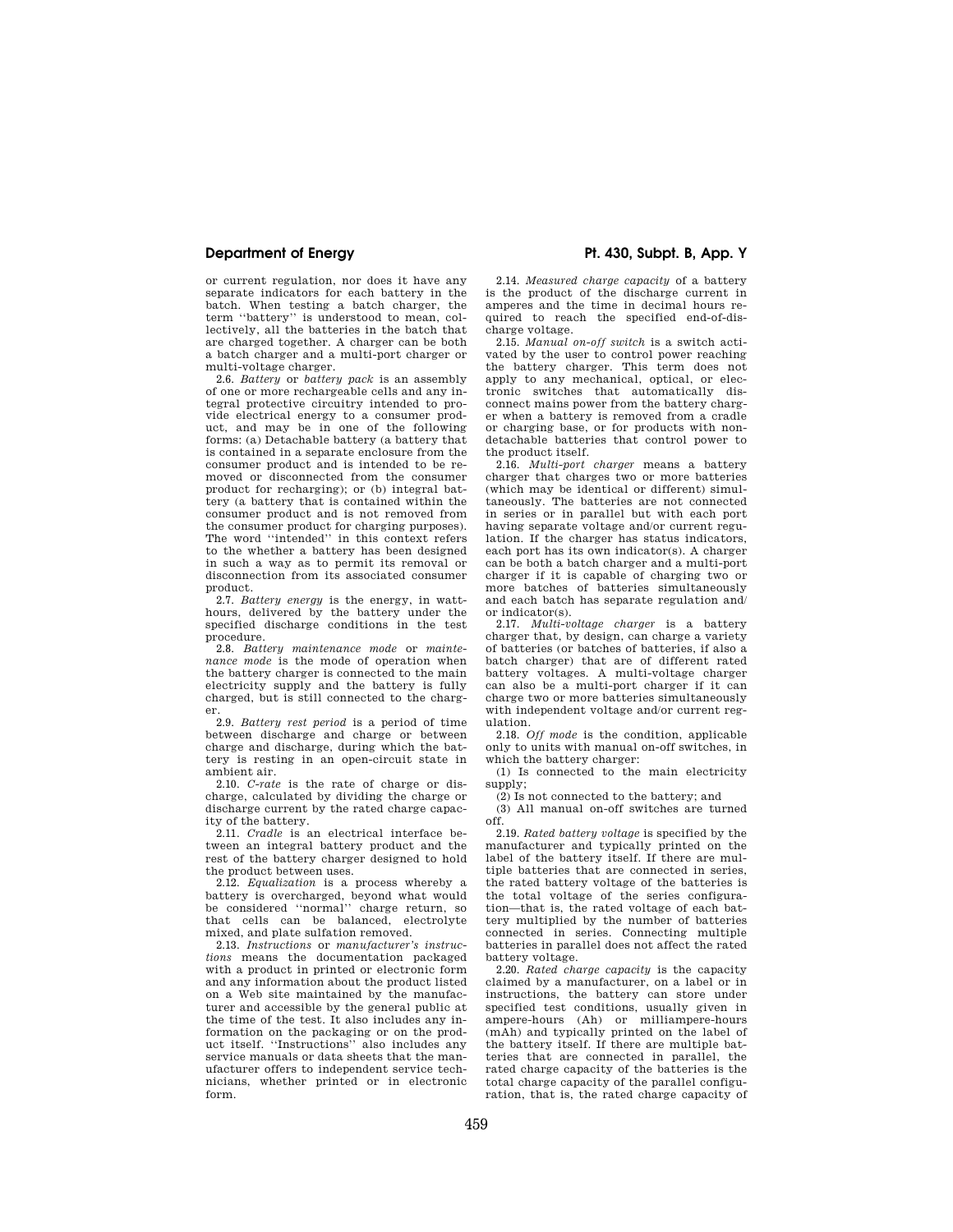or current regulation, nor does it have any separate indicators for each battery in the batch. When testing a batch charger, the term "battery" is understood to mean, collectively, all the batteries in the batch that are charged together. A charger can be both a batch charger and a multi-port charger or multi-voltage charger.

2.6. *Battery* or *battery pack* is an assembly of one or more rechargeable cells and any integral protective circuitry intended to provide electrical energy to a consumer product, and may be in one of the following forms: (a) Detachable battery (a battery that is contained in a separate enclosure from the consumer product and is intended to be removed or disconnected from the consumer product for recharging); or (b) integral battery (a battery that is contained within the consumer product and is not removed from the consumer product for charging purposes). The word "intended" in this context refers to the whether a battery has been designed in such a way as to permit its removal or disconnection from its associated consumer product.

2.7. *Battery energy* is the energy, in watt-hours, delivered by the battery under the specified discharge conditions in the test procedure.

2.8. *Battery maintenance mode* or *maintenance mode* is the mode of operation when the battery charger is connected to the main electricity supply and the battery is fully charged, but is still connected to the charger.

2.9. *Battery rest period* is a period of time between discharge and charge or between charge and discharge, during which the battery is resting in an open-circuit state in ambient air.

2.10. *C-rate* is the rate of charge or discharge, calculated by dividing the charge or discharge current by the rated charge capacity of the battery.

2.11. *Cradle* is an electrical interface between an integral battery product and the rest of the battery charger designed to hold the product between uses.

2.12. *Equalization* is a process whereby a battery is overcharged, beyond what would be considered "normal" charge return, so that cells can be balanced, electrolyte mixed, and plate sulfation removed.

2.13. *Instructions* or *manufacturer's instructions* means the documentation packaged with a product in printed or electronic form and any information about the product listed on a Web site maintained by the manufacturer and accessible by the general public at the time of the test. It also includes any information on the packaging or on the product itself. "Instructions" also includes any service manuals or data sheets that the manufacturer offers to independent service technicians, whether printed or in electronic form.

2.14. *Measured charge capacity* of a battery is the product of the discharge current in amperes and the time in decimal hours required to reach the specified end-of-discharge voltage.

2.15. *Manual on-off switch* is a switch activated by the user to control power reaching the battery charger. This term does not apply to any mechanical, optical, or electronic switches that automatically disconnect mains power from the battery charger when a battery is removed from a cradle or charging base, or for products with non-detachable batteries that control power to the product itself.

2.16. *Multi-port charger* means a battery charger that charges two or more batteries (which may be identical or different) simultaneously. The batteries are not connected in series or in parallel but with each port having separate voltage and/or current regulation. If the charger has status indicators, each port has its own indicator(s). A charger can be both a batch charger and a multi-port charger if it is capable of charging two or more batches of batteries simultaneously and each batch has separate regulation and/or indicator(s).

2.17. *Multi-voltage charger* is a battery charger that, by design, can charge a variety of batteries (or batches of batteries, if also a batch charger) that are of different rated battery voltages. A multi-voltage charger can also be a multi-port charger if it can charge two or more batteries simultaneously with independent voltage and/or current regulation.

2.18. *Off mode* is the condition, applicable only to units with manual on-off switches, in which the battery charger:

(1) Is connected to the main electricity supply;

(2) Is not connected to the battery; and

(3) All manual on-off switches are turned off.

2.19. *Rated battery voltage* is specified by the manufacturer and typically printed on the label of the battery itself. If there are multiple batteries that are connected in series, the rated battery voltage of the batteries is the total voltage of the series configuration—that is, the rated voltage of each battery multiplied by the number of batteries connected in series. Connecting multiple batteries in parallel does not affect the rated battery voltage.

2.20. *Rated charge capacity* is the capacity claimed by a manufacturer, on a label or in instructions, the battery can store under specified test conditions, usually given in ampere-hours (Ah) or milliampere-hours (mAh) and typically printed on the label of the battery itself. If there are multiple batteries that are connected in parallel, the rated charge capacity of the batteries is the total charge capacity of the parallel configuration, that is, the rated charge capacity of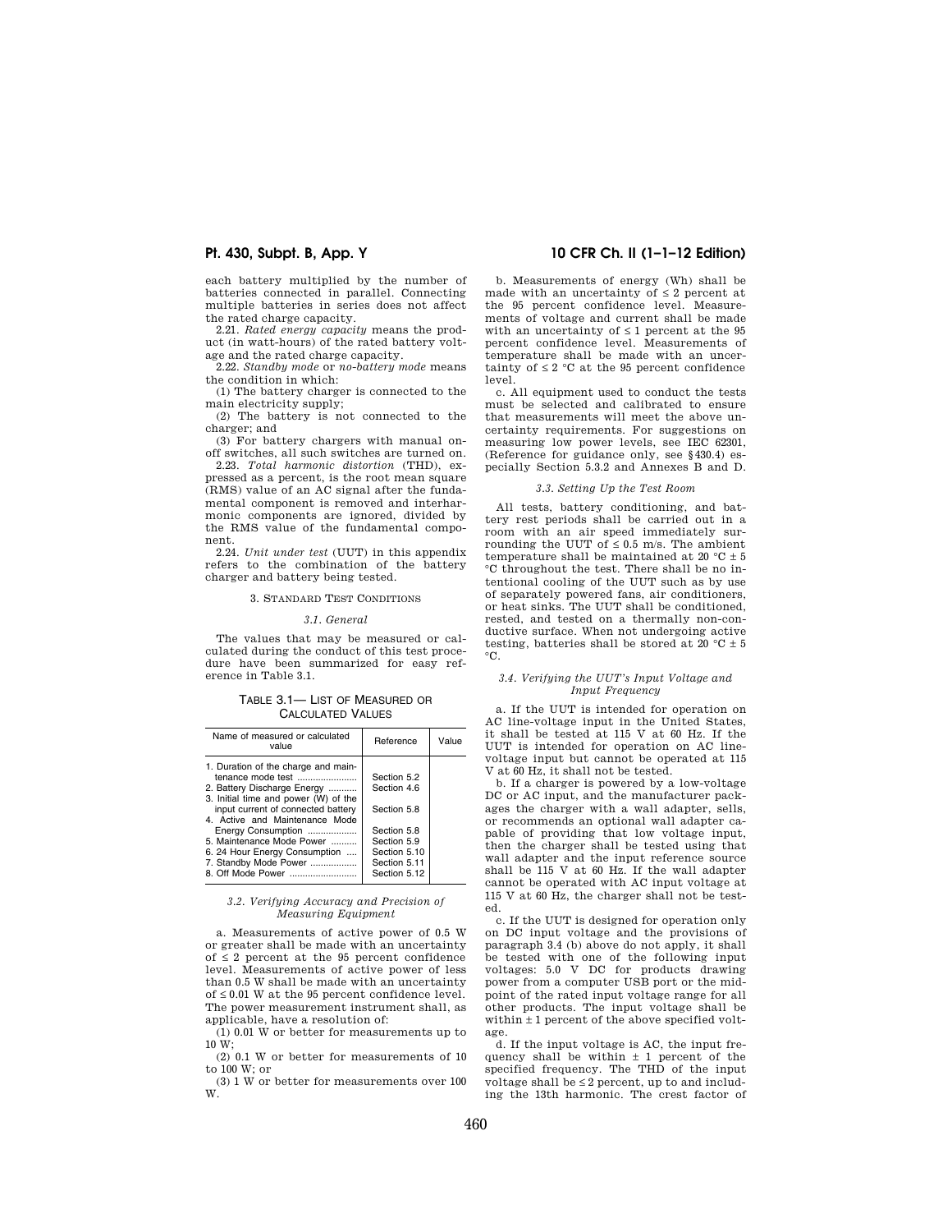each battery multiplied by the number of batteries connected in parallel. Connecting multiple batteries in series does not affect the rated charge capacity.

2.21. *Rated energy capacity* means the product (in watt-hours) of the rated battery voltage and the rated charge capacity.

2.22. *Standby mode* or *no-battery mode* means the condition in which:

(1) The battery charger is connected to the main electricity supply;

(2) The battery is not connected to the charger; and

(3) For battery chargers with manual on-off switches, all such switches are turned on.

2.23. *Total harmonic distortion* (THD), expressed as a percent, is the root mean square (RMS) value of an AC signal after the fundamental component is removed and interharmonic components are ignored, divided by the RMS value of the fundamental component.

2.24. *Unit under test* (UUT) in this appendix refers to the combination of the battery charger and battery being tested.

## 3. Standard Test Conditions

### *3.1. General*

The values that may be measured or calculated during the conduct of this test procedure have been summarized for easy reference in Table 3.1.

TABLE 3.1— LIST OF MEASURED OR CALCULATED VALUES

| Name of measured or calculated value | Reference | Value |
|---|---|---|
| 1. Duration of the charge and maintenance mode test | Section 5.2 | |
| 2. Battery Discharge Energy | Section 4.6 | |
| 3. Initial time and power (W) of the input current of connected battery | Section 5.8 | |
| 4. Active and Maintenance Mode Energy Consumption | Section 5.8 | |
| 5. Maintenance Mode Power | Section 5.9 | |
| 6. 24 Hour Energy Consumption | Section 5.10 | |
| 7. Standby Mode Power | Section 5.11 | |
| 8. Off Mode Power | Section 5.12 | |

### *3.2. Verifying Accuracy and Precision of Measuring Equipment*

a. Measurements of active power of 0.5 W or greater shall be made with an uncertainty of ≤ 2 percent at the 95 percent confidence level. Measurements of active power of less than 0.5 W shall be made with an uncertainty of ≤ 0.01 W at the 95 percent confidence level. The power measurement instrument shall, as applicable, have a resolution of:

(1) 0.01 W or better for measurements up to 10 W;

(2) 0.1 W or better for measurements of 10 to 100 W; or

(3) 1 W or better for measurements over 100 W.

b. Measurements of energy (Wh) shall be made with an uncertainty of ≤ 2 percent at the 95 percent confidence level. Measurements of voltage and current shall be made with an uncertainty of ≤ 1 percent at the 95 percent confidence level. Measurements of temperature shall be made with an uncertainty of ≤ 2 °C at the 95 percent confidence level.

c. All equipment used to conduct the tests must be selected and calibrated to ensure that measurements will meet the above uncertainty requirements. For suggestions on measuring low power levels, see IEC 62301, (Reference for guidance only, see §430.4) especially Section 5.3.2 and Annexes B and D.

### *3.3. Setting Up the Test Room*

All tests, battery conditioning, and battery rest periods shall be carried out in a room with an air speed immediately surrounding the UUT of ≤ 0.5 m/s. The ambient temperature shall be maintained at 20 °C ± 5 °C throughout the test. There shall be no intentional cooling of the UUT such as by use of separately powered fans, air conditioners, or heat sinks. The UUT shall be conditioned, rested, and tested on a thermally non-conductive surface. When not undergoing active testing, batteries shall be stored at 20 °C ± 5 °C.

### *3.4. Verifying the UUT's Input Voltage and Input Frequency*

a. If the UUT is intended for operation on AC line-voltage input in the United States, it shall be tested at 115 V at 60 Hz. If the UUT is intended for operation on AC line-voltage input but cannot be operated at 115 V at 60 Hz, it shall not be tested.

b. If a charger is powered by a low-voltage DC or AC input, and the manufacturer packages the charger with a wall adapter, sells, or recommends an optional wall adapter capable of providing that low voltage input, then the charger shall be tested using that wall adapter and the input reference source shall be 115 V at 60 Hz. If the wall adapter cannot be operated with AC input voltage at 115 V at 60 Hz, the charger shall not be tested.

c. If the UUT is designed for operation only on DC input voltage and the provisions of paragraph 3.4 (b) above do not apply, it shall be tested with one of the following input voltages: 5.0 V DC for products drawing power from a computer USB port or the midpoint of the rated input voltage range for all other products. The input voltage shall be within ± 1 percent of the above specified voltage.

d. If the input voltage is AC, the input frequency shall be within ± 1 percent of the specified frequency. The THD of the input voltage shall be ≤ 2 percent, up to and including the 13th harmonic. The crest factor of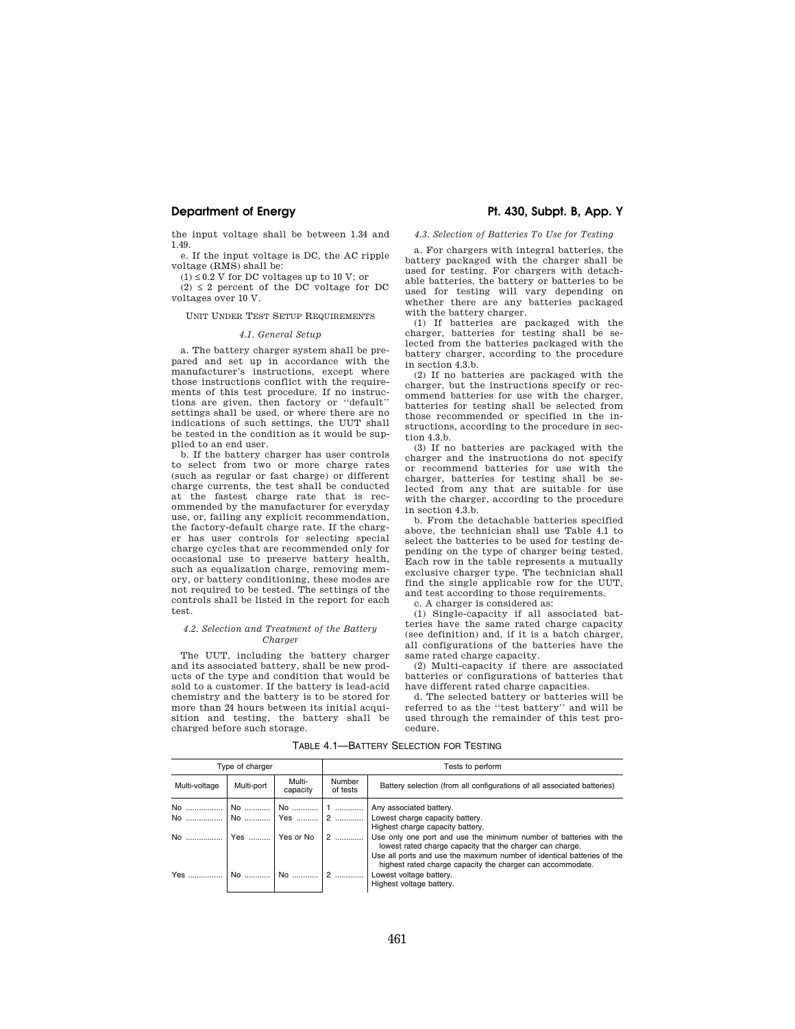the input voltage shall be between 1.34 and 1.49.

e. If the input voltage is DC, the AC ripple voltage (RMS) shall be:

(1) ≤ 0.2 V for DC voltages up to 10 V; or

(2) ≤ 2 percent of the DC voltage for DC voltages over 10 V.

UNIT UNDER TEST SETUP REQUIREMENTS

*4.1. General Setup*

a. The battery charger system shall be prepared and set up in accordance with the manufacturer's instructions, except where those instructions conflict with the requirements of this test procedure. If no instructions are given, then factory or "default" settings shall be used, or where there are no indications of such settings, the UUT shall be tested in the condition as it would be supplied to an end user.

b. If the battery charger has user controls to select from two or more charge rates (such as regular or fast charge) or different charge currents, the test shall be conducted at the fastest charge rate that is recommended by the manufacturer for everyday use, or, failing any explicit recommendation, the factory-default charge rate. If the charger has user controls for selecting special charge cycles that are recommended only for occasional use to preserve battery health, such as equalization charge, removing memory, or battery conditioning, these modes are not required to be tested. The settings of the controls shall be listed in the report for each test.

*4.2. Selection and Treatment of the Battery Charger*

The UUT, including the battery charger and its associated battery, shall be new products of the type and condition that would be sold to a customer. If the battery is lead-acid chemistry and the battery is to be stored for more than 24 hours between its initial acquisition and testing, the battery shall be charged before such storage.

*4.3. Selection of Batteries To Use for Testing*

a. For chargers with integral batteries, the battery packaged with the charger shall be used for testing. For chargers with detachable batteries, the battery or batteries to be used for testing will vary depending on whether there are any batteries packaged with the battery charger.

(1) If batteries are packaged with the charger, batteries for testing shall be selected from the batteries packaged with the battery charger, according to the procedure in section 4.3.b.

(2) If no batteries are packaged with the charger, but the instructions specify or recommend batteries for use with the charger, batteries for testing shall be selected from those recommended or specified in the instructions, according to the procedure in section 4.3.b.

(3) If no batteries are packaged with the charger and the instructions do not specify or recommend batteries for use with the charger, batteries for testing shall be selected from any that are suitable for use with the charger, according to the procedure in section 4.3.b.

b. From the detachable batteries specified above, the technician shall use Table 4.1 to select the batteries to be used for testing depending on the type of charger being tested. Each row in the table represents a mutually exclusive charger type. The technician shall find the single applicable row for the UUT, and test according to those requirements.

c. A charger is considered as:

(1) Single-capacity if all associated batteries have the same rated charge capacity (see definition) and, if it is a batch charger, all configurations of the batteries have the same rated charge capacity.

(2) Multi-capacity if there are associated batteries or configurations of batteries that have different rated charge capacities.

d. The selected battery or batteries will be referred to as the "test battery" and will be used through the remainder of this test procedure.

TABLE 4.1—BATTERY SELECTION FOR TESTING

| Type of charger | | | Tests to perform | |
|---|---|---|---|---|
| Multi-voltage | Multi-port | Multi-capacity | Number of tests | Battery selection (from all configurations of all associated batteries) |
| No | No | No | 1 | Any associated battery. |
| No | No | Yes | 2 | Lowest charge capacity battery.<br>Highest charge capacity battery. |
| No | Yes | Yes or No | 2 | Use only one port and use the minimum number of batteries with the lowest rated charge capacity that the charger can charge.<br>Use all ports and use the maximum number of identical batteries of the highest rated charge capacity the charger can accommodate. |
| Yes | No | No | 2 | Lowest voltage battery.<br>Highest voltage battery. |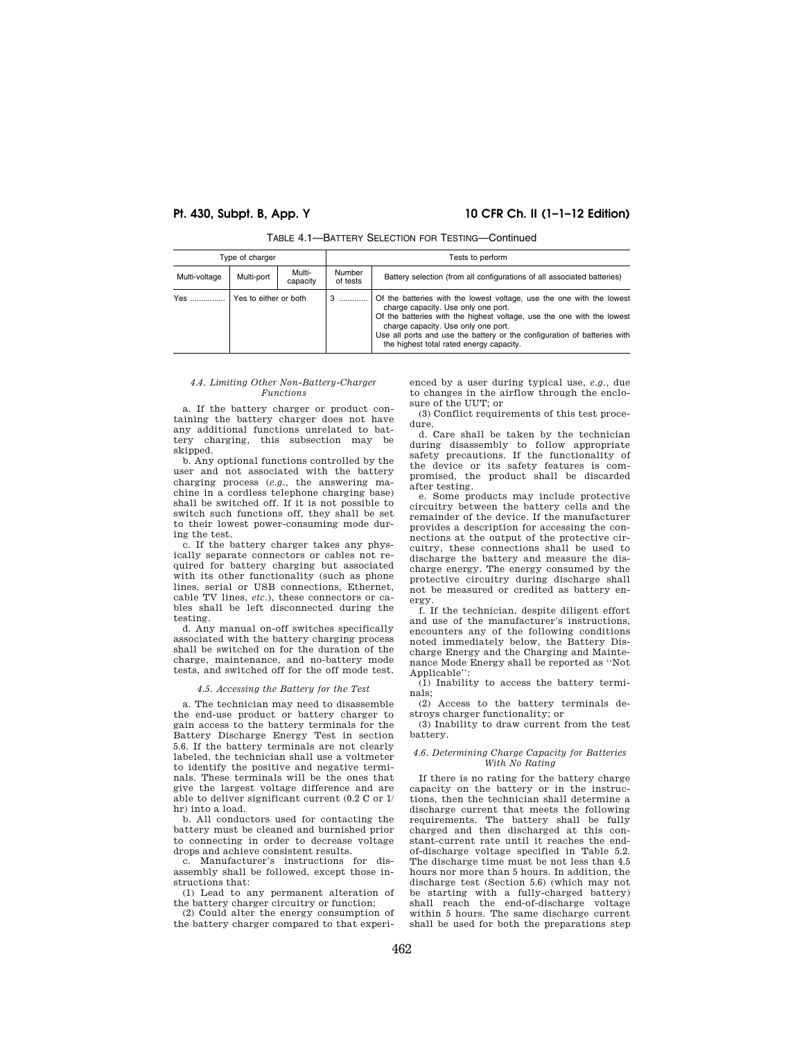TABLE 4.1—BATTERY SELECTION FOR TESTING—Continued

| Type of charger | | | Tests to perform | |
|---|---|---|---|---|
| Multi-voltage | Multi-port | Multi-capacity | Number of tests | Battery selection (from all configurations of all associated batteries) |
| Yes ............... | Yes to either or both | | 3 ............ | Of the batteries with the lowest voltage, use the one with the lowest charge capacity. Use only one port.<br>Of the batteries with the highest voltage, use the one with the lowest charge capacity. Use only one port.<br>Use all ports and use the battery or the configuration of batteries with the highest total rated energy capacity. |

#### *4.4. Limiting Other Non-Battery-Charger Functions*

a. If the battery charger or product containing the battery charger does not have any additional functions unrelated to battery charging, this subsection may be skipped.

b. Any optional functions controlled by the user and not associated with the battery charging process (*e.g.*, the answering machine in a cordless telephone charging base) shall be switched off. If it is not possible to switch such functions off, they shall be set to their lowest power-consuming mode during the test.

c. If the battery charger takes any physically separate connectors or cables not required for battery charging but associated with its other functionality (such as phone lines, serial or USB connections, Ethernet, cable TV lines, *etc.*), these connectors or cables shall be left disconnected during the testing.

d. Any manual on-off switches specifically associated with the battery charging process shall be switched on for the duration of the charge, maintenance, and no-battery mode tests, and switched off for the off mode test.

#### *4.5. Accessing the Battery for the Test*

a. The technician may need to disassemble the end-use product or battery charger to gain access to the battery terminals for the Battery Discharge Energy Test in section 5.6. If the battery terminals are not clearly labeled, the technician shall use a voltmeter to identify the positive and negative terminals. These terminals will be the ones that give the largest voltage difference and are able to deliver significant current (0.2 C or 1/hr) into a load.

b. All conductors used for contacting the battery must be cleaned and burnished prior to connecting in order to decrease voltage drops and achieve consistent results.

c. Manufacturer's instructions for disassembly shall be followed, except those instructions that:

(1) Lead to any permanent alteration of the battery charger circuitry or function;

(2) Could alter the energy consumption of the battery charger compared to that experienced by a user during typical use, *e.g.*, due to changes in the airflow through the enclosure of the UUT; or

(3) Conflict requirements of this test procedure.

d. Care shall be taken by the technician during disassembly to follow appropriate safety precautions. If the functionality of the device or its safety features is compromised, the product shall be discarded after testing.

e. Some products may include protective circuitry between the battery cells and the remainder of the device. If the manufacturer provides a description for accessing the connections at the output of the protective circuitry, these connections shall be used to discharge the battery and measure the discharge energy. The energy consumed by the protective circuitry during discharge shall not be measured or credited as battery energy.

f. If the technician, despite diligent effort and use of the manufacturer's instructions, encounters any of the following conditions noted immediately below, the Battery Discharge Energy and the Charging and Maintenance Mode Energy shall be reported as ''Not Applicable'':

(1) Inability to access the battery terminals;

(2) Access to the battery terminals destroys charger functionality; or

(3) Inability to draw current from the test battery.

#### *4.6. Determining Charge Capacity for Batteries With No Rating*

If there is no rating for the battery charge capacity on the battery or in the instructions, then the technician shall determine a discharge current that meets the following requirements. The battery shall be fully charged and then discharged at this constant-current rate until it reaches the end-of-discharge voltage specified in Table 5.2. The discharge time must be not less than 4.5 hours nor more than 5 hours. In addition, the discharge test (Section 5.6) (which may not be starting with a fully-charged battery) shall reach the end-of-discharge voltage within 5 hours. The same discharge current shall be used for both the preparations step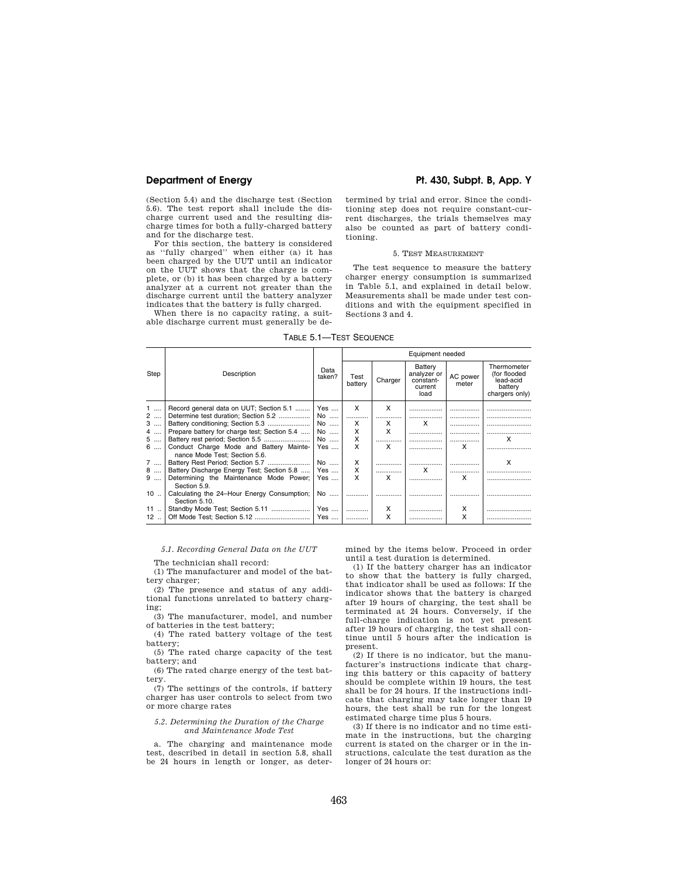(Section 5.4) and the discharge test (Section 5.6). The test report shall include the discharge current used and the resulting discharge times for both a fully-charged battery and for the discharge test.

For this section, the battery is considered as "fully charged" when either (a) it has been charged by the UUT until an indicator on the UUT shows that the charge is complete, or (b) it has been charged by a battery analyzer at a current not greater than the discharge current until the battery analyzer indicates that the battery is fully charged.

When there is no capacity rating, a suitable discharge current must generally be determined by trial and error. Since the conditioning step does not require constant-current discharges, the trials themselves may also be counted as part of battery conditioning.

### 5. TEST MEASUREMENT

The test sequence to measure the battery charger energy consumption is summarized in Table 5.1, and explained in detail below. Measurements shall be made under test conditions and with the equipment specified in Sections 3 and 4.

TABLE 5.1—TEST SEQUENCE

| Step | Description | Data taken? | Equipment needed | | | | |
|---|---|---|---|---|---|---|---|
| | | | Test battery | Charger | Battery analyzer or constant-current load | AC power meter | Thermometer (for flooded lead-acid battery chargers only) |
| 1 | Record general data on UUT; Section 5.1 | Yes | X | X | | | |
| 2 | Determine test duration; Section 5.2 | No | | | | | |
| 3 | Battery conditioning; Section 5.3 | No | X | X | X | | |
| 4 | Prepare battery for charge test; Section 5.4 | No | X | X | | | |
| 5 | Battery rest period; Section 5.5 | No | X | | | | X |
| 6 | Conduct Charge Mode and Battery Maintenance Mode Test; Section 5.6. | Yes | X | X | | X | |
| 7 | Battery Rest Period; Section 5.7 | No | X | | | | X |
| 8 | Battery Discharge Energy Test; Section 5.8 | Yes | X | | X | | |
| 9 | Determining the Maintenance Mode Power; Section 5.9. | Yes | X | X | | X | |
| 10 | Calculating the 24–Hour Energy Consumption; Section 5.10. | No | | | | | |
| 11 | Standby Mode Test; Section 5.11 | Yes | | X | | X | |
| 12 | Off Mode Test; Section 5.12 | Yes | | X | | X | |

#### *5.1. Recording General Data on the UUT*

The technician shall record:

(1) The manufacturer and model of the battery charger;

(2) The presence and status of any additional functions unrelated to battery charging;

(3) The manufacturer, model, and number of batteries in the test battery;

(4) The rated battery voltage of the test battery;

(5) The rated charge capacity of the test battery; and

(6) The rated charge energy of the test battery.

(7) The settings of the controls, if battery charger has user controls to select from two or more charge rates

#### *5.2. Determining the Duration of the Charge and Maintenance Mode Test*

a. The charging and maintenance mode test, described in detail in section 5.8, shall be 24 hours in length or longer, as determined by the items below. Proceed in order until a test duration is determined.

(1) If the battery charger has an indicator to show that the battery is fully charged, that indicator shall be used as follows: If the indicator shows that the battery is charged after 19 hours of charging, the test shall be terminated at 24 hours. Conversely, if the full-charge indication is not yet present after 19 hours of charging, the test shall continue until 5 hours after the indication is present.

(2) If there is no indicator, but the manufacturer's instructions indicate that charging this battery or this capacity of battery should be complete within 19 hours, the test shall be for 24 hours. If the instructions indicate that charging may take longer than 19 hours, the test shall be run for the longest estimated charge time plus 5 hours.

(3) If there is no indicator and no time estimate in the instructions, but the charging current is stated on the charger or in the instructions, calculate the test duration as the longer of 24 hours or: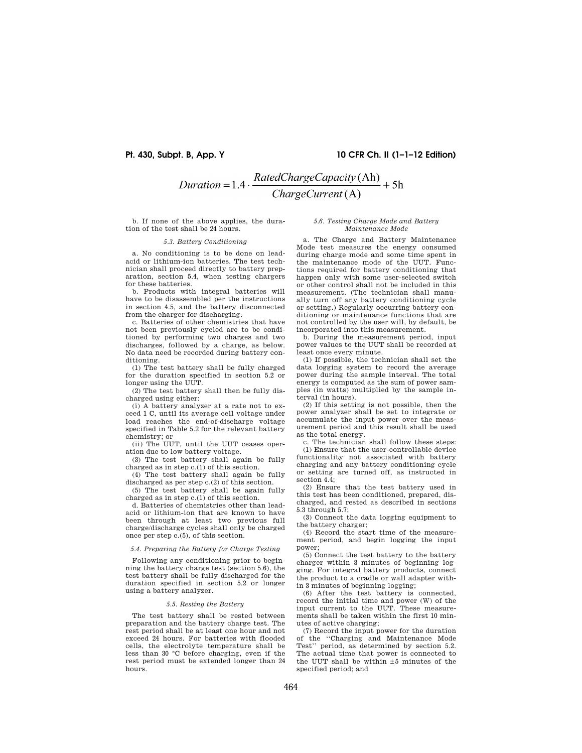$$Duration = 1.4 \cdot \frac{RatedChargeCapacity\,(\text{Ah})}{ChargeCurrent\,(\text{A})} + 5\text{h}$$

b. If none of the above applies, the duration of the test shall be 24 hours.

*5.3. Battery Conditioning*

a. No conditioning is to be done on lead-acid or lithium-ion batteries. The test technician shall proceed directly to battery preparation, section 5.4, when testing chargers for these batteries.

b. Products with integral batteries will have to be disassembled per the instructions in section 4.5, and the battery disconnected from the charger for discharging.

c. Batteries of other chemistries that have not been previously cycled are to be conditioned by performing two charges and two discharges, followed by a charge, as below. No data need be recorded during battery conditioning.

(1) The test battery shall be fully charged for the duration specified in section 5.2 or longer using the UUT.

(2) The test battery shall then be fully discharged using either:

(i) A battery analyzer at a rate not to exceed 1 C, until its average cell voltage under load reaches the end-of-discharge voltage specified in Table 5.2 for the relevant battery chemistry; or

(ii) The UUT, until the UUT ceases operation due to low battery voltage.

(3) The test battery shall again be fully charged as in step c.(1) of this section.

(4) The test battery shall again be fully discharged as per step c.(2) of this section.

(5) The test battery shall be again fully charged as in step c.(1) of this section.

d. Batteries of chemistries other than lead-acid or lithium-ion that are known to have been through at least two previous full charge/discharge cycles shall only be charged once per step c.(5), of this section.

*5.4. Preparing the Battery for Charge Testing*

Following any conditioning prior to beginning the battery charge test (section 5.6), the test battery shall be fully discharged for the duration specified in section 5.2 or longer using a battery analyzer.

*5.5. Resting the Battery*

The test battery shall be rested between preparation and the battery charge test. The rest period shall be at least one hour and not exceed 24 hours. For batteries with flooded cells, the electrolyte temperature shall be less than 30 °C before charging, even if the rest period must be extended longer than 24 hours.

*5.6. Testing Charge Mode and Battery Maintenance Mode*

a. The Charge and Battery Maintenance Mode test measures the energy consumed during charge mode and some time spent in the maintenance mode of the UUT. Functions required for battery conditioning that happen only with some user-selected switch or other control shall not be included in this measurement. (The technician shall manually turn off any battery conditioning cycle or setting.) Regularly occurring battery conditioning or maintenance functions that are not controlled by the user will, by default, be incorporated into this measurement.

b. During the measurement period, input power values to the UUT shall be recorded at least once every minute.

(1) If possible, the technician shall set the data logging system to record the average power during the sample interval. The total energy is computed as the sum of power samples (in watts) multiplied by the sample interval (in hours).

(2) If this setting is not possible, then the power analyzer shall be set to integrate or accumulate the input power over the measurement period and this result shall be used as the total energy.

c. The technician shall follow these steps:

(1) Ensure that the user-controllable device functionality not associated with battery charging and any battery conditioning cycle or setting are turned off, as instructed in section 4.4;

(2) Ensure that the test battery used in this test has been conditioned, prepared, discharged, and rested as described in sections 5.3 through 5.7;

(3) Connect the data logging equipment to the battery charger;

(4) Record the start time of the measurement period, and begin logging the input power;

(5) Connect the test battery to the battery charger within 3 minutes of beginning logging. For integral battery products, connect the product to a cradle or wall adapter within 3 minutes of beginning logging;

(6) After the test battery is connected, record the initial time and power (W) of the input current to the UUT. These measurements shall be taken within the first 10 minutes of active charging;

(7) Record the input power for the duration of the ''Charging and Maintenance Mode Test'' period, as determined by section 5.2. The actual time that power is connected to the UUT shall be within ±5 minutes of the specified period; and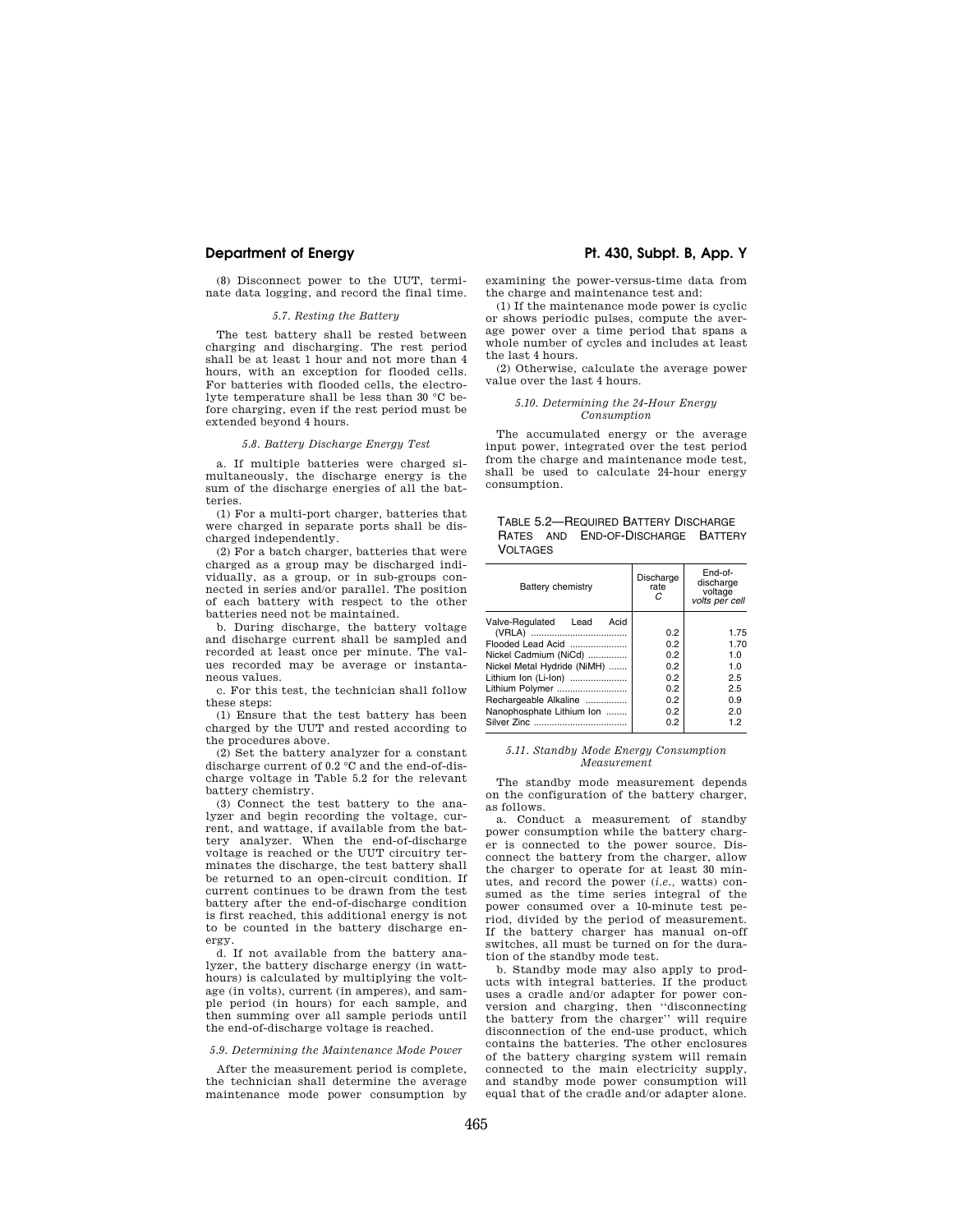(8) Disconnect power to the UUT, terminate data logging, and record the final time.

*5.7. Resting the Battery*

The test battery shall be rested between charging and discharging. The rest period shall be at least 1 hour and not more than 4 hours, with an exception for flooded cells. For batteries with flooded cells, the electrolyte temperature shall be less than 30 °C before charging, even if the rest period must be extended beyond 4 hours.

*5.8. Battery Discharge Energy Test*

a. If multiple batteries were charged simultaneously, the discharge energy is the sum of the discharge energies of all the batteries.

(1) For a multi-port charger, batteries that were charged in separate ports shall be discharged independently.

(2) For a batch charger, batteries that were charged as a group may be discharged individually, as a group, or in sub-groups connected in series and/or parallel. The position of each battery with respect to the other batteries need not be maintained.

b. During discharge, the battery voltage and discharge current shall be sampled and recorded at least once per minute. The values recorded may be average or instantaneous values.

c. For this test, the technician shall follow these steps:

(1) Ensure that the test battery has been charged by the UUT and rested according to the procedures above.

(2) Set the battery analyzer for a constant discharge current of 0.2 °C and the end-of-discharge voltage in Table 5.2 for the relevant battery chemistry.

(3) Connect the test battery to the analyzer and begin recording the voltage, current, and wattage, if available from the battery analyzer. When the end-of-discharge voltage is reached or the UUT circuitry terminates the discharge, the test battery shall be returned to an open-circuit condition. If current continues to be drawn from the test battery after the end-of-discharge condition is first reached, this additional energy is not to be counted in the battery discharge energy.

d. If not available from the battery analyzer, the battery discharge energy (in watt-hours) is calculated by multiplying the voltage (in volts), current (in amperes), and sample period (in hours) for each sample, and then summing over all sample periods until the end-of-discharge voltage is reached.

*5.9. Determining the Maintenance Mode Power*

After the measurement period is complete, the technician shall determine the average maintenance mode power consumption by examining the power-versus-time data from the charge and maintenance test and:

(1) If the maintenance mode power is cyclic or shows periodic pulses, compute the average power over a time period that spans a whole number of cycles and includes at least the last 4 hours.

(2) Otherwise, calculate the average power value over the last 4 hours.

*5.10. Determining the 24-Hour Energy Consumption*

The accumulated energy or the average input power, integrated over the test period from the charge and maintenance mode test, shall be used to calculate 24-hour energy consumption.

TABLE 5.2—REQUIRED BATTERY DISCHARGE RATES AND END-OF-DISCHARGE BATTERY VOLTAGES

| Battery chemistry | Discharge rate *C* | End-of-discharge voltage *volts per cell* |
|---|---|---|
| Valve-Regulated Lead Acid (VRLA) | 0.2 | 1.75 |
| Flooded Lead Acid | 0.2 | 1.70 |
| Nickel Cadmium (NiCd) | 0.2 | 1.0 |
| Nickel Metal Hydride (NiMH) | 0.2 | 1.0 |
| Lithium Ion (Li-Ion) | 0.2 | 2.5 |
| Lithium Polymer | 0.2 | 2.5 |
| Rechargeable Alkaline | 0.2 | 0.9 |
| Nanophosphate Lithium Ion | 0.2 | 2.0 |
| Silver Zinc | 0.2 | 1.2 |

*5.11. Standby Mode Energy Consumption Measurement*

The standby mode measurement depends on the configuration of the battery charger, as follows.

a. Conduct a measurement of standby power consumption while the battery charger is connected to the power source. Disconnect the battery from the charger, allow the charger to operate for at least 30 minutes, and record the power (*i.e.,* watts) consumed as the time series integral of the power consumed over a 10-minute test period, divided by the period of measurement. If the battery charger has manual on-off switches, all must be turned on for the duration of the standby mode test.

b. Standby mode may also apply to products with integral batteries. If the product uses a cradle and/or adapter for power conversion and charging, then ''disconnecting the battery from the charger'' will require disconnection of the end-use product, which contains the batteries. The other enclosures of the battery charging system will remain connected to the main electricity supply, and standby mode power consumption will equal that of the cradle and/or adapter alone.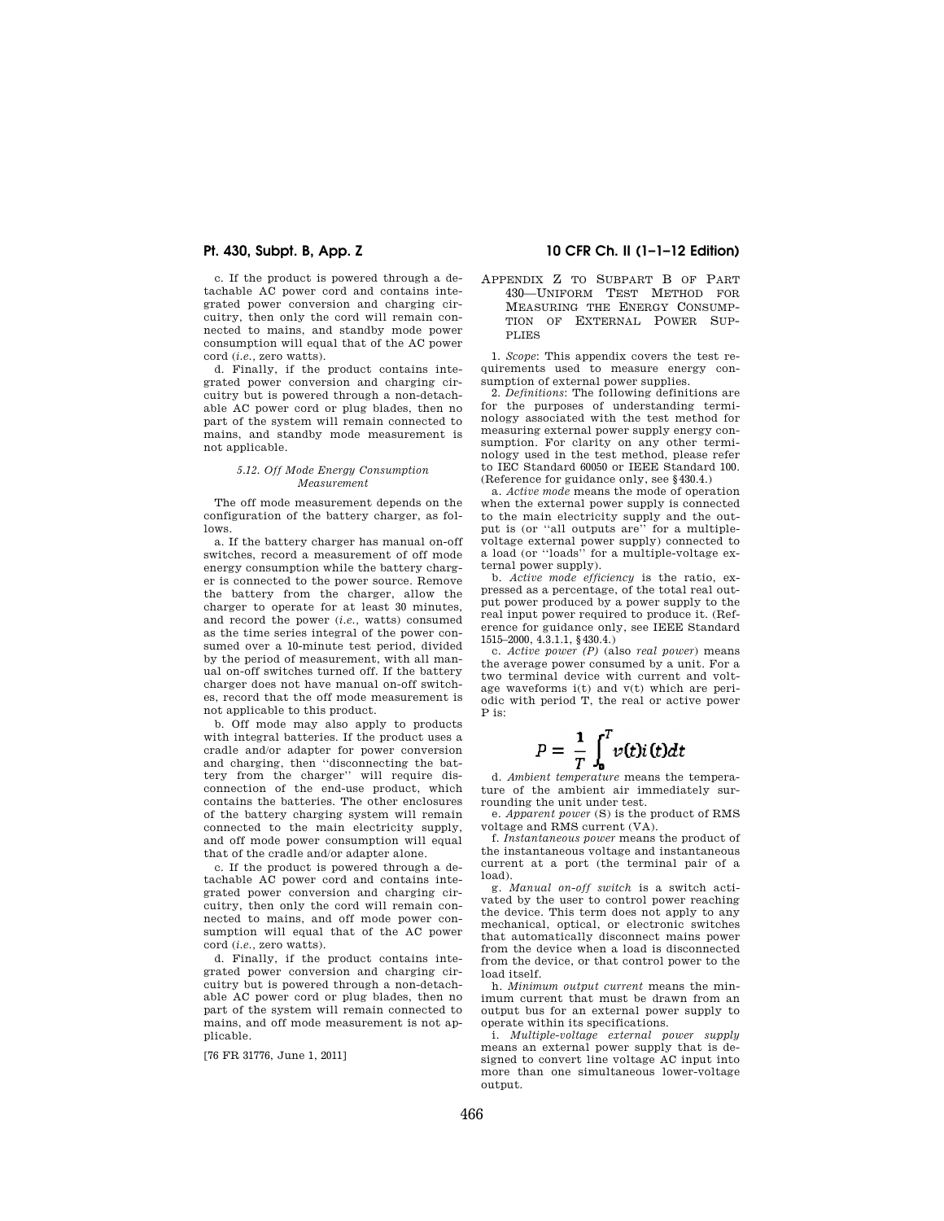c. If the product is powered through a detachable AC power cord and contains integrated power conversion and charging circuitry, then only the cord will remain connected to mains, and standby mode power consumption will equal that of the AC power cord (*i.e.*, zero watts).

d. Finally, if the product contains integrated power conversion and charging circuitry but is powered through a non-detachable AC power cord or plug blades, then no part of the system will remain connected to mains, and standby mode measurement is not applicable.

*5.12. Off Mode Energy Consumption Measurement*

The off mode measurement depends on the configuration of the battery charger, as follows.

a. If the battery charger has manual on-off switches, record a measurement of off mode energy consumption while the battery charger is connected to the power source. Remove the battery from the charger, allow the charger to operate for at least 30 minutes, and record the power (*i.e.*, watts) consumed as the time series integral of the power consumed over a 10-minute test period, divided by the period of measurement, with all manual on-off switches turned off. If the battery charger does not have manual on-off switches, record that the off mode measurement is not applicable to this product.

b. Off mode may also apply to products with integral batteries. If the product uses a cradle and/or adapter for power conversion and charging, then "disconnecting the battery from the charger" will require disconnection of the end-use product, which contains the batteries. The other enclosures of the battery charging system will remain connected to the main electricity supply, and off mode power consumption will equal that of the cradle and/or adapter alone.

c. If the product is powered through a detachable AC power cord and contains integrated power conversion and charging circuitry, then only the cord will remain connected to mains, and off mode power consumption will equal that of the AC power cord (*i.e.*, zero watts).

d. Finally, if the product contains integrated power conversion and charging circuitry but is powered through a non-detachable AC power cord or plug blades, then no part of the system will remain connected to mains, and off mode measurement is not applicable.

[76 FR 31776, June 1, 2011]

## APPENDIX Z TO SUBPART B OF PART 430—UNIFORM TEST METHOD FOR MEASURING THE ENERGY CONSUMPTION OF EXTERNAL POWER SUPPLIES

1. *Scope*: This appendix covers the test requirements used to measure energy consumption of external power supplies.

2. *Definitions*: The following definitions are for the purposes of understanding terminology associated with the test method for measuring external power supply energy consumption. For clarity on any other terminology used in the test method, please refer to IEC Standard 60050 or IEEE Standard 100. (Reference for guidance only, see §430.4.)

a. *Active mode* means the mode of operation when the external power supply is connected to the main electricity supply and the output is (or "all outputs are" for a multiple-voltage external power supply) connected to a load (or "loads" for a multiple-voltage external power supply).

b. *Active mode efficiency* is the ratio, expressed as a percentage, of the total real output power produced by a power supply to the real input power required to produce it. (Reference for guidance only, see IEEE Standard 1515–2000, 4.3.1.1, §430.4.)

c. *Active power (P)* (also *real power*) means the average power consumed by a unit. For a two terminal device with current and voltage waveforms i(t) and v(t) which are periodic with period T, the real or active power P is:

$$P = \frac{1}{T}\int_0^T v(t)i(t)dt$$

d. *Ambient temperature* means the temperature of the ambient air immediately surrounding the unit under test.

e. *Apparent power* (S) is the product of RMS voltage and RMS current (VA).

f. *Instantaneous power* means the product of the instantaneous voltage and instantaneous current at a port (the terminal pair of a load).

g. *Manual on-off switch* is a switch activated by the user to control power reaching the device. This term does not apply to any mechanical, optical, or electronic switches that automatically disconnect mains power from the device when a load is disconnected from the device, or that control power to the load itself.

h. *Minimum output current* means the minimum current that must be drawn from an output bus for an external power supply to operate within its specifications.

i. *Multiple-voltage external power supply* means an external power supply that is designed to convert line voltage AC input into more than one simultaneous lower-voltage output.